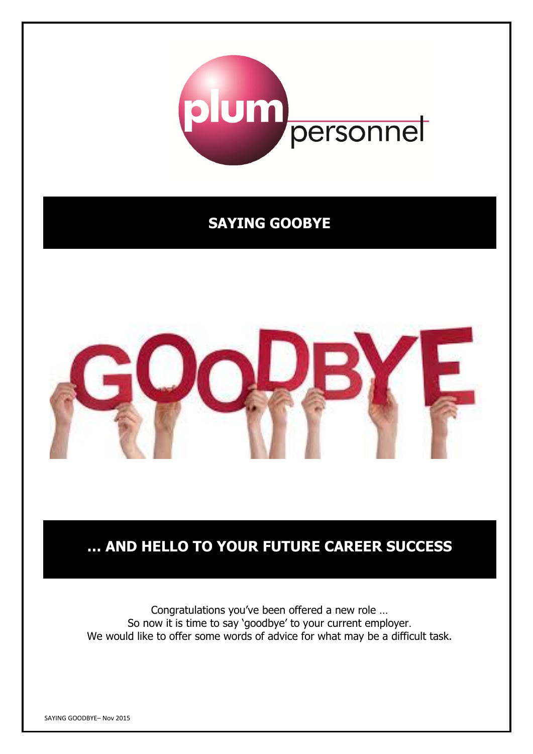# SAYING GOOBYE

## … AND HELLO TO YOUR FUTURE CAREER SUCCESS

Congratulations you've been offered a new role …
So now it is time to say 'goodbye' to your current employer.
We would like to offer some words of advice for what may be a difficult task.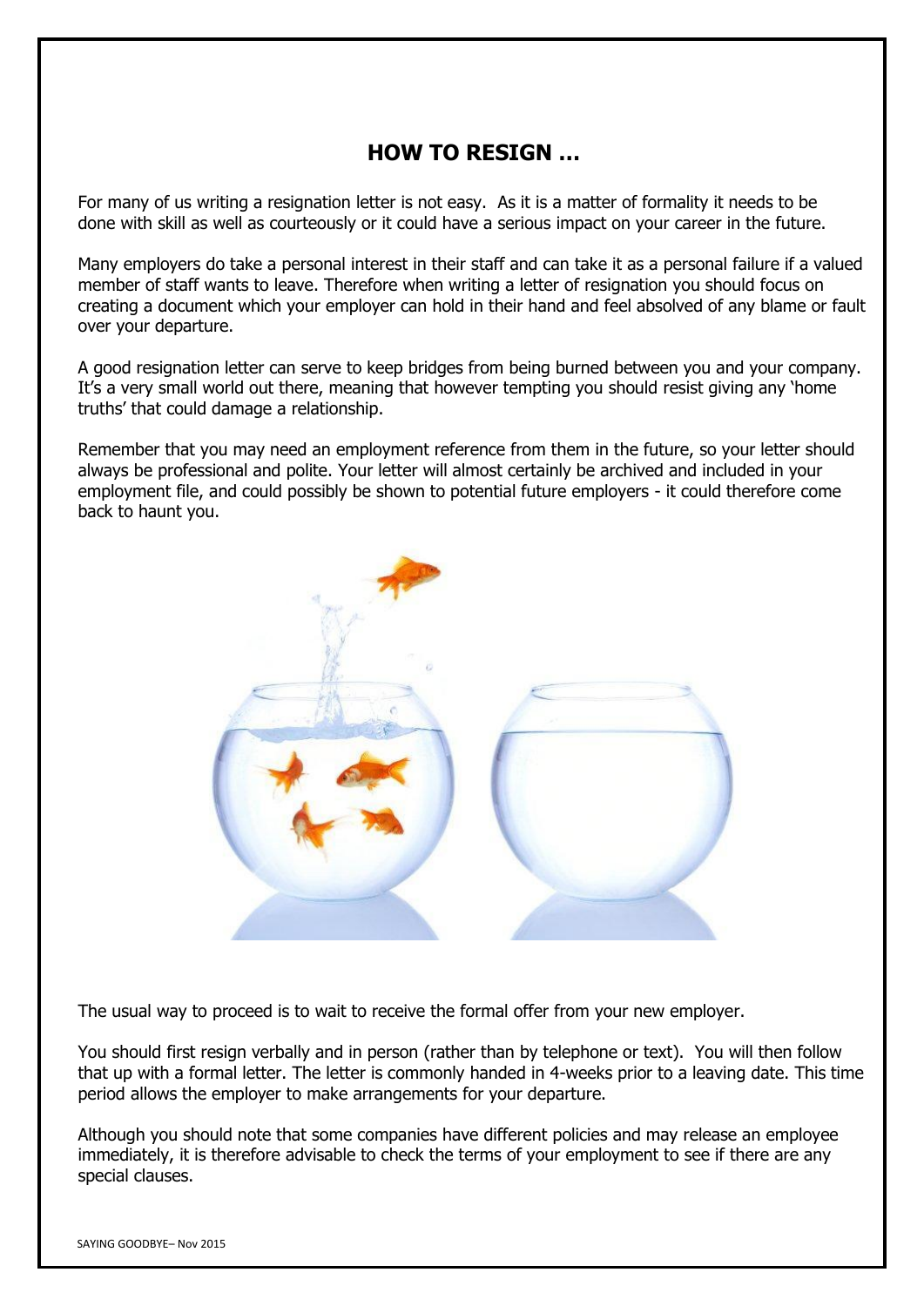# HOW TO RESIGN …

For many of us writing a resignation letter is not easy. As it is a matter of formality it needs to be done with skill as well as courteously or it could have a serious impact on your career in the future.

Many employers do take a personal interest in their staff and can take it as a personal failure if a valued member of staff wants to leave. Therefore when writing a letter of resignation you should focus on creating a document which your employer can hold in their hand and feel absolved of any blame or fault over your departure.

A good resignation letter can serve to keep bridges from being burned between you and your company. It's a very small world out there, meaning that however tempting you should resist giving any 'home truths' that could damage a relationship.

Remember that you may need an employment reference from them in the future, so your letter should always be professional and polite. Your letter will almost certainly be archived and included in your employment file, and could possibly be shown to potential future employers - it could therefore come back to haunt you.

The usual way to proceed is to wait to receive the formal offer from your new employer.

You should first resign verbally and in person (rather than by telephone or text). You will then follow that up with a formal letter. The letter is commonly handed in 4-weeks prior to a leaving date. This time period allows the employer to make arrangements for your departure.

Although you should note that some companies have different policies and may release an employee immediately, it is therefore advisable to check the terms of your employment to see if there are any special clauses.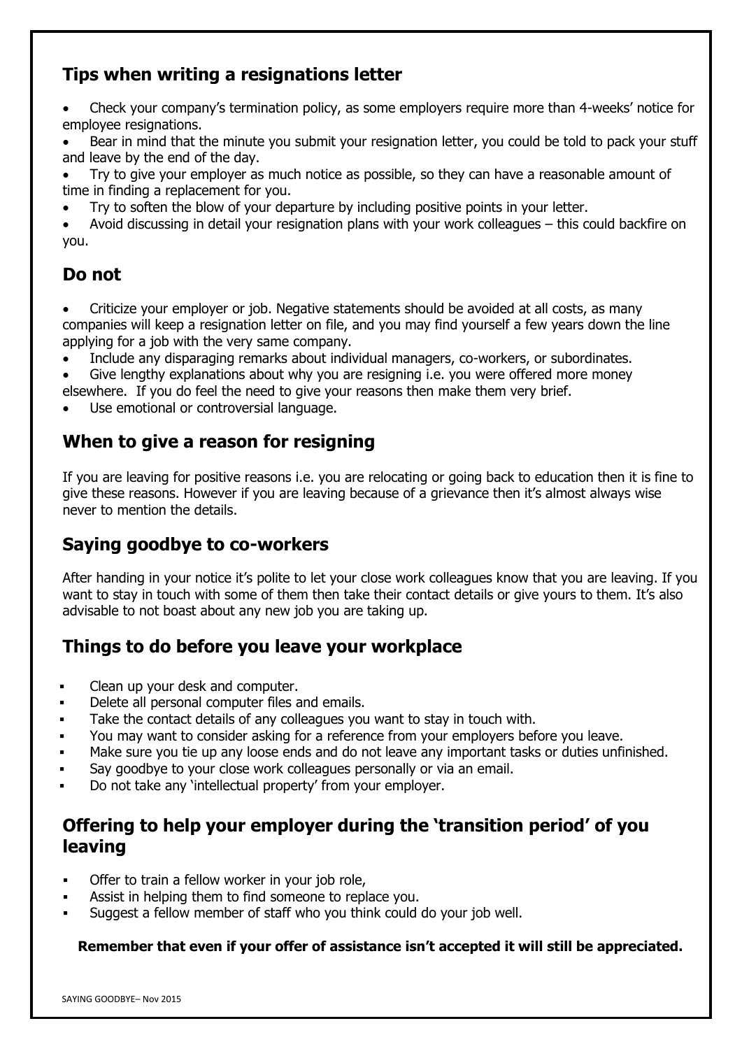## Tips when writing a resignations letter

- Check your company's termination policy, as some employers require more than 4-weeks' notice for employee resignations.
- Bear in mind that the minute you submit your resignation letter, you could be told to pack your stuff and leave by the end of the day.
- Try to give your employer as much notice as possible, so they can have a reasonable amount of time in finding a replacement for you.
- Try to soften the blow of your departure by including positive points in your letter.
- Avoid discussing in detail your resignation plans with your work colleagues – this could backfire on you.

## Do not

- Criticize your employer or job. Negative statements should be avoided at all costs, as many companies will keep a resignation letter on file, and you may find yourself a few years down the line applying for a job with the very same company.
- Include any disparaging remarks about individual managers, co-workers, or subordinates.
- Give lengthy explanations about why you are resigning i.e. you were offered more money elsewhere. If you do feel the need to give your reasons then make them very brief.
- Use emotional or controversial language.

## When to give a reason for resigning

If you are leaving for positive reasons i.e. you are relocating or going back to education then it is fine to give these reasons. However if you are leaving because of a grievance then it's almost always wise never to mention the details.

## Saying goodbye to co-workers

After handing in your notice it's polite to let your close work colleagues know that you are leaving. If you want to stay in touch with some of them then take their contact details or give yours to them. It's also advisable to not boast about any new job you are taking up.

## Things to do before you leave your workplace

- Clean up your desk and computer.
- Delete all personal computer files and emails.
- Take the contact details of any colleagues you want to stay in touch with.
- You may want to consider asking for a reference from your employers before you leave.
- Make sure you tie up any loose ends and do not leave any important tasks or duties unfinished.
- Say goodbye to your close work colleagues personally or via an email.
- Do not take any 'intellectual property' from your employer.

## Offering to help your employer during the 'transition period' of you leaving

- Offer to train a fellow worker in your job role,
- Assist in helping them to find someone to replace you.
- Suggest a fellow member of staff who you think could do your job well.

**Remember that even if your offer of assistance isn't accepted it will still be appreciated.**

SAYING GOODBYE– Nov 2015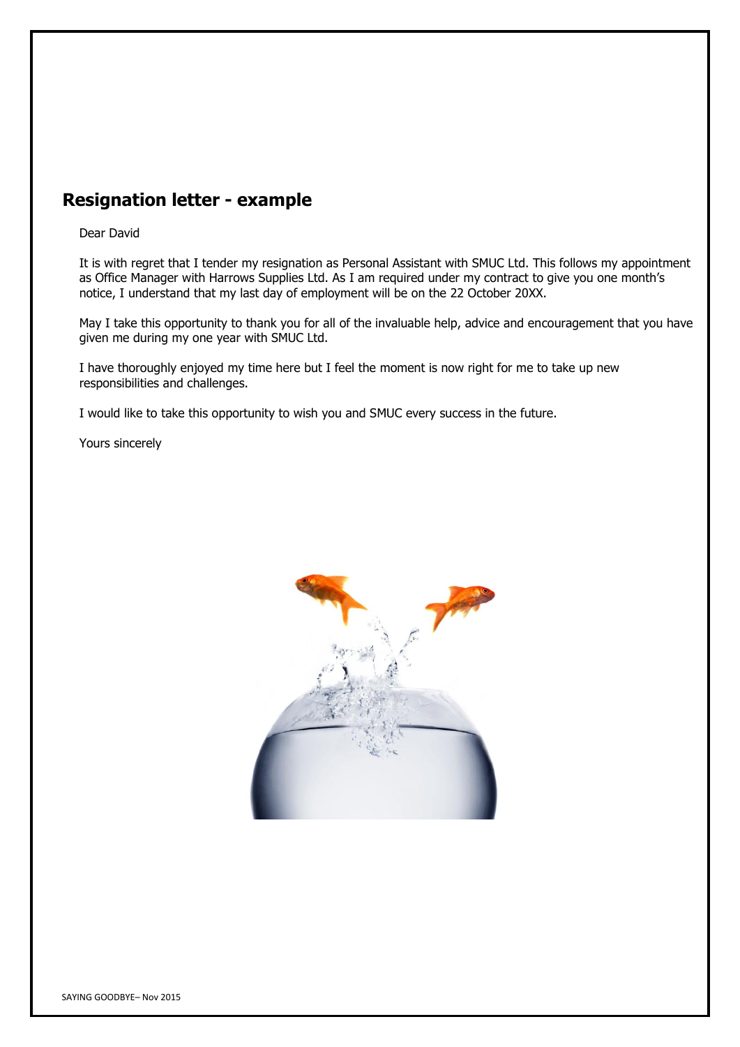## Resignation letter - example

Dear David

It is with regret that I tender my resignation as Personal Assistant with SMUC Ltd. This follows my appointment as Office Manager with Harrows Supplies Ltd. As I am required under my contract to give you one month's notice, I understand that my last day of employment will be on the 22 October 20XX.

May I take this opportunity to thank you for all of the invaluable help, advice and encouragement that you have given me during my one year with SMUC Ltd.

I have thoroughly enjoyed my time here but I feel the moment is now right for me to take up new responsibilities and challenges.

I would like to take this opportunity to wish you and SMUC every success in the future.

Yours sincerely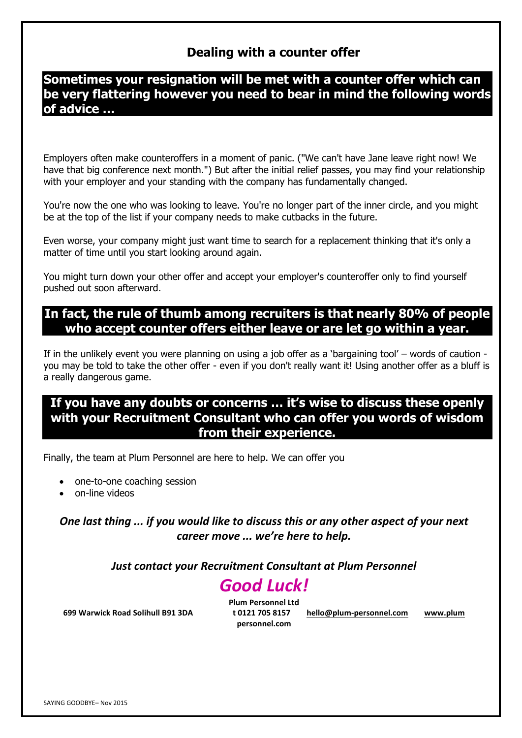## Dealing with a counter offer

**Sometimes your resignation will be met with a counter offer which can be very flattering however you need to bear in mind the following words of advice …**

Employers often make counteroffers in a moment of panic. ("We can't have Jane leave right now! We have that big conference next month.") But after the initial relief passes, you may find your relationship with your employer and your standing with the company has fundamentally changed.

You're now the one who was looking to leave. You're no longer part of the inner circle, and you might be at the top of the list if your company needs to make cutbacks in the future.

Even worse, your company might just want time to search for a replacement thinking that it's only a matter of time until you start looking around again.

You might turn down your other offer and accept your employer's counteroffer only to find yourself pushed out soon afterward.

**In fact, the rule of thumb among recruiters is that nearly 80% of people who accept counter offers either leave or are let go within a year.**

If in the unlikely event you were planning on using a job offer as a 'bargaining tool' – words of caution - you may be told to take the other offer - even if you don't really want it! Using another offer as a bluff is a really dangerous game.

**If you have any doubts or concerns … it's wise to discuss these openly with your Recruitment Consultant who can offer you words of wisdom from their experience.**

Finally, the team at Plum Personnel are here to help. We can offer you

- one-to-one coaching session
- on-line videos

***One last thing ... if you would like to discuss this or any other aspect of your next career move ... we're here to help.***

***Just contact your Recruitment Consultant at Plum Personnel***

***Good Luck!***

**Plum Personnel Ltd**
**699 Warwick Road Solihull B91 3DA** **t 0121 705 8157** **hello@plum-personnel.com** **www.plumpersonnel.com**

SAYING GOODBYE– Nov 2015